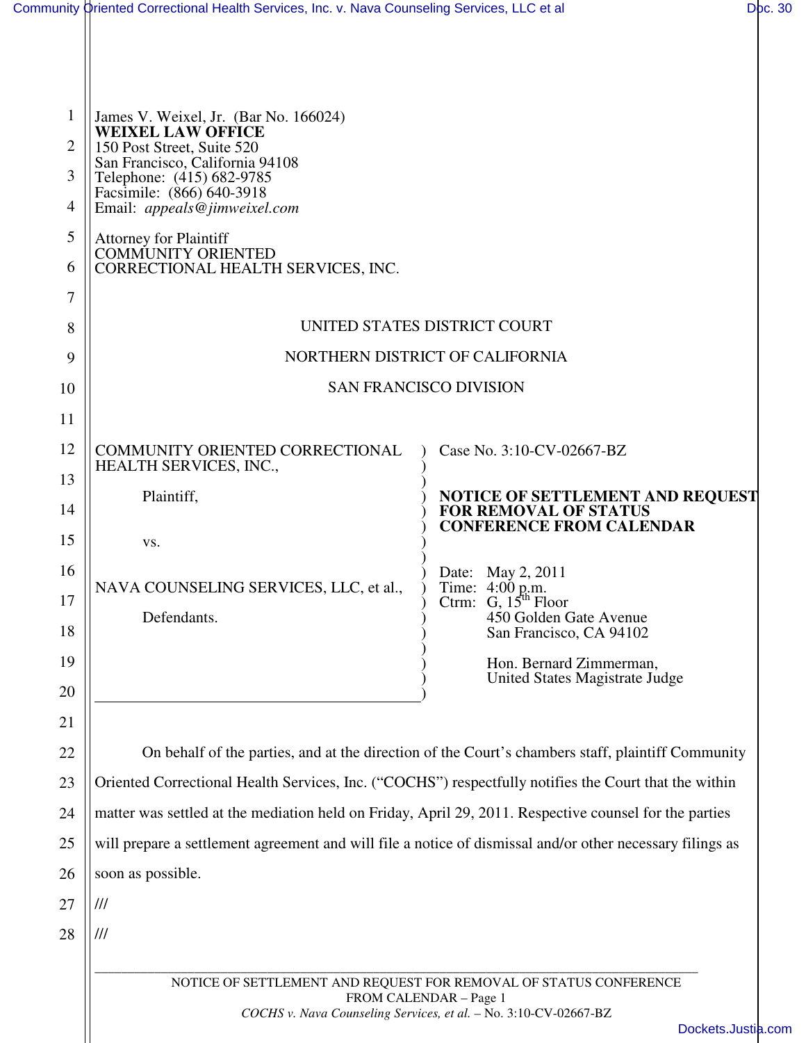James V. Weixel, Jr. (Bar No. 166024)
**WEIXEL LAW OFFICE**
150 Post Street, Suite 520
San Francisco, California 94108
Telephone: (415) 682-9785
Facsimile: (866) 640-3918
Email: *appeals@jimweixel.com*

Attorney for Plaintiff
COMMUNITY ORIENTED
CORRECTIONAL HEALTH SERVICES, INC.

UNITED STATES DISTRICT COURT

NORTHERN DISTRICT OF CALIFORNIA

SAN FRANCISCO DIVISION

COMMUNITY ORIENTED CORRECTIONAL HEALTH SERVICES, INC.,

Plaintiff,

vs.

NAVA COUNSELING SERVICES, LLC, et al.,

Defendants.

Case No. 3:10-CV-02667-BZ

**NOTICE OF SETTLEMENT AND REQUEST FOR REMOVAL OF STATUS CONFERENCE FROM CALENDAR**

Date: May 2, 2011
Time: 4:00 p.m.
Ctrm: G, 15th Floor
450 Golden Gate Avenue
San Francisco, CA 94102

Hon. Bernard Zimmerman,
United States Magistrate Judge

On behalf of the parties, and at the direction of the Court's chambers staff, plaintiff Community Oriented Correctional Health Services, Inc. ("COCHS") respectfully notifies the Court that the within matter was settled at the mediation held on Friday, April 29, 2011. Respective counsel for the parties will prepare a settlement agreement and will file a notice of dismissal and/or other necessary filings as soon as possible.

///

///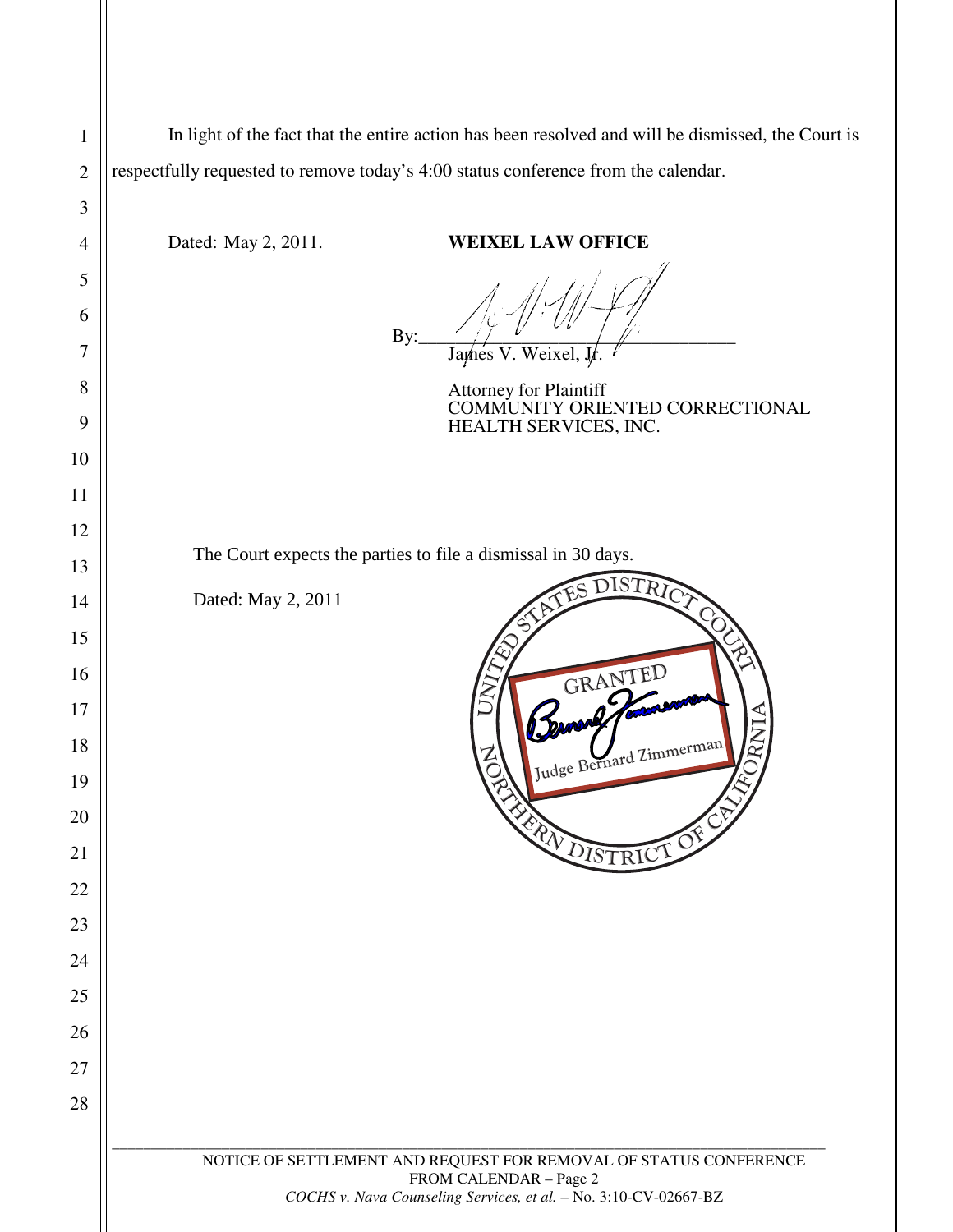In light of the fact that the entire action has been resolved and will be dismissed, the Court is respectfully requested to remove today's 4:00 status conference from the calendar.

Dated: May 2, 2011.

**WEIXEL LAW OFFICE**

By: ______________________________
James V. Weixel, Jr.

Attorney for Plaintiff
COMMUNITY ORIENTED CORRECTIONAL HEALTH SERVICES, INC.

The Court expects the parties to file a dismissal in 30 days.

Dated: May 2, 2011

UNITED STATES DISTRICT COURT
GRANTED
Judge Bernard Zimmerman
NORTHERN DISTRICT OF CALIFORNIA

NOTICE OF SETTLEMENT AND REQUEST FOR REMOVAL OF STATUS CONFERENCE FROM CALENDAR – Page 2
*COCHS v. Nava Counseling Services, et al.* – No. 3:10-CV-02667-BZ